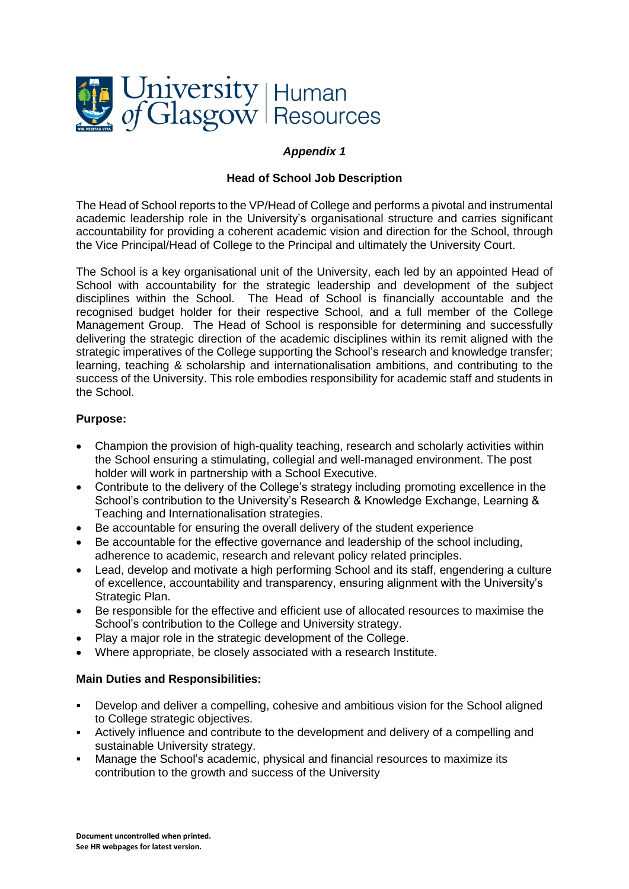*Appendix 1*

**Head of School Job Description**

The Head of School reports to the VP/Head of College and performs a pivotal and instrumental academic leadership role in the University's organisational structure and carries significant accountability for providing a coherent academic vision and direction for the School, through the Vice Principal/Head of College to the Principal and ultimately the University Court.

The School is a key organisational unit of the University, each led by an appointed Head of School with accountability for the strategic leadership and development of the subject disciplines within the School. The Head of School is financially accountable and the recognised budget holder for their respective School, and a full member of the College Management Group. The Head of School is responsible for determining and successfully delivering the strategic direction of the academic disciplines within its remit aligned with the strategic imperatives of the College supporting the School's research and knowledge transfer; learning, teaching & scholarship and internationalisation ambitions, and contributing to the success of the University. This role embodies responsibility for academic staff and students in the School.

**Purpose:**

- Champion the provision of high-quality teaching, research and scholarly activities within the School ensuring a stimulating, collegial and well-managed environment. The post holder will work in partnership with a School Executive.
- Contribute to the delivery of the College's strategy including promoting excellence in the School's contribution to the University's Research & Knowledge Exchange, Learning & Teaching and Internationalisation strategies.
- Be accountable for ensuring the overall delivery of the student experience
- Be accountable for the effective governance and leadership of the school including, adherence to academic, research and relevant policy related principles.
- Lead, develop and motivate a high performing School and its staff, engendering a culture of excellence, accountability and transparency, ensuring alignment with the University's Strategic Plan.
- Be responsible for the effective and efficient use of allocated resources to maximise the School's contribution to the College and University strategy.
- Play a major role in the strategic development of the College.
- Where appropriate, be closely associated with a research Institute.

**Main Duties and Responsibilities:**

- Develop and deliver a compelling, cohesive and ambitious vision for the School aligned to College strategic objectives.
- Actively influence and contribute to the development and delivery of a compelling and sustainable University strategy.
- Manage the School's academic, physical and financial resources to maximize its contribution to the growth and success of the University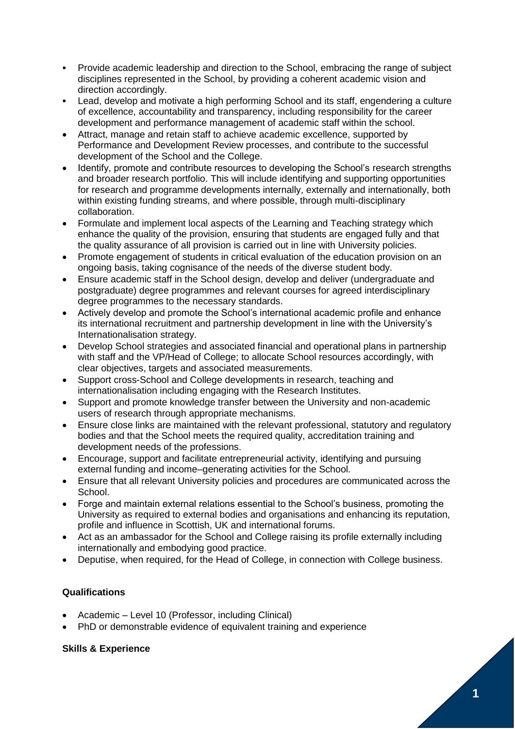- Provide academic leadership and direction to the School, embracing the range of subject disciplines represented in the School, by providing a coherent academic vision and direction accordingly.
- Lead, develop and motivate a high performing School and its staff, engendering a culture of excellence, accountability and transparency, including responsibility for the career development and performance management of academic staff within the school.
- Attract, manage and retain staff to achieve academic excellence, supported by Performance and Development Review processes, and contribute to the successful development of the School and the College.
- Identify, promote and contribute resources to developing the School's research strengths and broader research portfolio. This will include identifying and supporting opportunities for research and programme developments internally, externally and internationally, both within existing funding streams, and where possible, through multi-disciplinary collaboration.
- Formulate and implement local aspects of the Learning and Teaching strategy which enhance the quality of the provision, ensuring that students are engaged fully and that the quality assurance of all provision is carried out in line with University policies.
- Promote engagement of students in critical evaluation of the education provision on an ongoing basis, taking cognisance of the needs of the diverse student body.
- Ensure academic staff in the School design, develop and deliver (undergraduate and postgraduate) degree programmes and relevant courses for agreed interdisciplinary degree programmes to the necessary standards.
- Actively develop and promote the School's international academic profile and enhance its international recruitment and partnership development in line with the University's Internationalisation strategy.
- Develop School strategies and associated financial and operational plans in partnership with staff and the VP/Head of College; to allocate School resources accordingly, with clear objectives, targets and associated measurements.
- Support cross-School and College developments in research, teaching and internationalisation including engaging with the Research Institutes.
- Support and promote knowledge transfer between the University and non-academic users of research through appropriate mechanisms.
- Ensure close links are maintained with the relevant professional, statutory and regulatory bodies and that the School meets the required quality, accreditation training and development needs of the professions.
- Encourage, support and facilitate entrepreneurial activity, identifying and pursuing external funding and income–generating activities for the School.
- Ensure that all relevant University policies and procedures are communicated across the School.
- Forge and maintain external relations essential to the School's business, promoting the University as required to external bodies and organisations and enhancing its reputation, profile and influence in Scottish, UK and international forums.
- Act as an ambassador for the School and College raising its profile externally including internationally and embodying good practice.
- Deputise, when required, for the Head of College, in connection with College business.

**Qualifications**

- Academic – Level 10 (Professor, including Clinical)
- PhD or demonstrable evidence of equivalent training and experience

**Skills & Experience**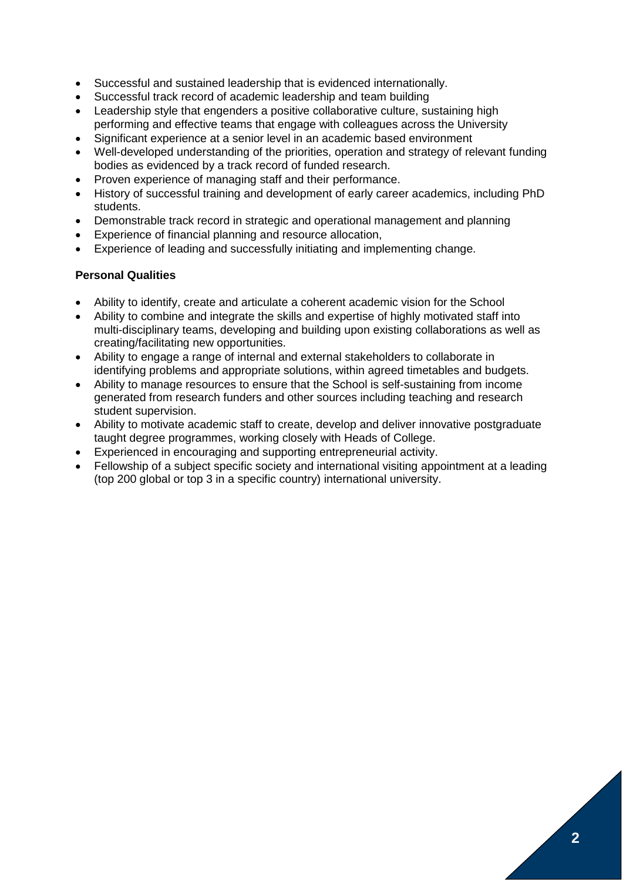- Successful and sustained leadership that is evidenced internationally.
- Successful track record of academic leadership and team building
- Leadership style that engenders a positive collaborative culture, sustaining high performing and effective teams that engage with colleagues across the University
- Significant experience at a senior level in an academic based environment
- Well-developed understanding of the priorities, operation and strategy of relevant funding bodies as evidenced by a track record of funded research.
- Proven experience of managing staff and their performance.
- History of successful training and development of early career academics, including PhD students.
- Demonstrable track record in strategic and operational management and planning
- Experience of financial planning and resource allocation,
- Experience of leading and successfully initiating and implementing change.

**Personal Qualities**

- Ability to identify, create and articulate a coherent academic vision for the School
- Ability to combine and integrate the skills and expertise of highly motivated staff into multi-disciplinary teams, developing and building upon existing collaborations as well as creating/facilitating new opportunities.
- Ability to engage a range of internal and external stakeholders to collaborate in identifying problems and appropriate solutions, within agreed timetables and budgets.
- Ability to manage resources to ensure that the School is self-sustaining from income generated from research funders and other sources including teaching and research student supervision.
- Ability to motivate academic staff to create, develop and deliver innovative postgraduate taught degree programmes, working closely with Heads of College.
- Experienced in encouraging and supporting entrepreneurial activity.
- Fellowship of a subject specific society and international visiting appointment at a leading (top 200 global or top 3 in a specific country) international university.